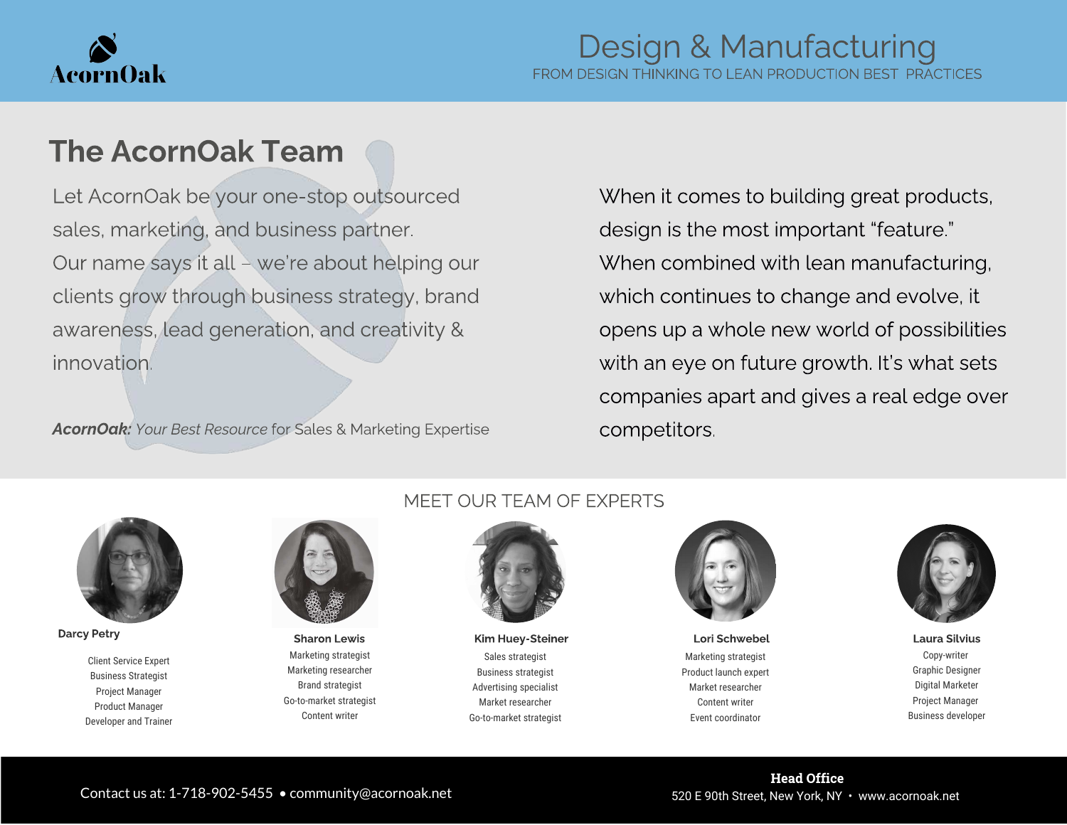AcornOak

# Design & Manufacturing

FROM DESIGN THINKING TO LEAN PRODUCTION BEST PRACTICES

## The AcornOak Team

Let AcornOak be your one-stop outsourced sales, marketing, and business partner. Our name says it all – we're about helping our clients grow through business strategy, brand awareness, lead generation, and creativity & innovation.

***AcornOak:*** *Your Best Resource* for Sales & Marketing Expertise

When it comes to building great products, design is the most important "feature." When combined with lean manufacturing, which continues to change and evolve, it opens up a whole new world of possibilities with an eye on future growth. It's what sets companies apart and gives a real edge over competitors.

### MEET OUR TEAM OF EXPERTS

**Darcy Petry**
Client Service Expert
Business Strategist
Project Manager
Product Manager
Developer and Trainer

**Sharon Lewis**
Marketing strategist
Marketing researcher
Brand strategist
Go-to-market strategist
Content writer

**Kim Huey-Steiner**
Sales strategist
Business strategist
Advertising specialist
Market researcher
Go-to-market strategist

**Lori Schwebel**
Marketing strategist
Product launch expert
Market researcher
Content writer
Event coordinator

**Laura Silvius**
Copy-writer
Graphic Designer
Digital Marketer
Project Manager
Business developer

Contact us at: 1-718-902-5455 • community@acornoak.net

**Head Office**
520 E 90th Street, New York, NY • www.acornoak.net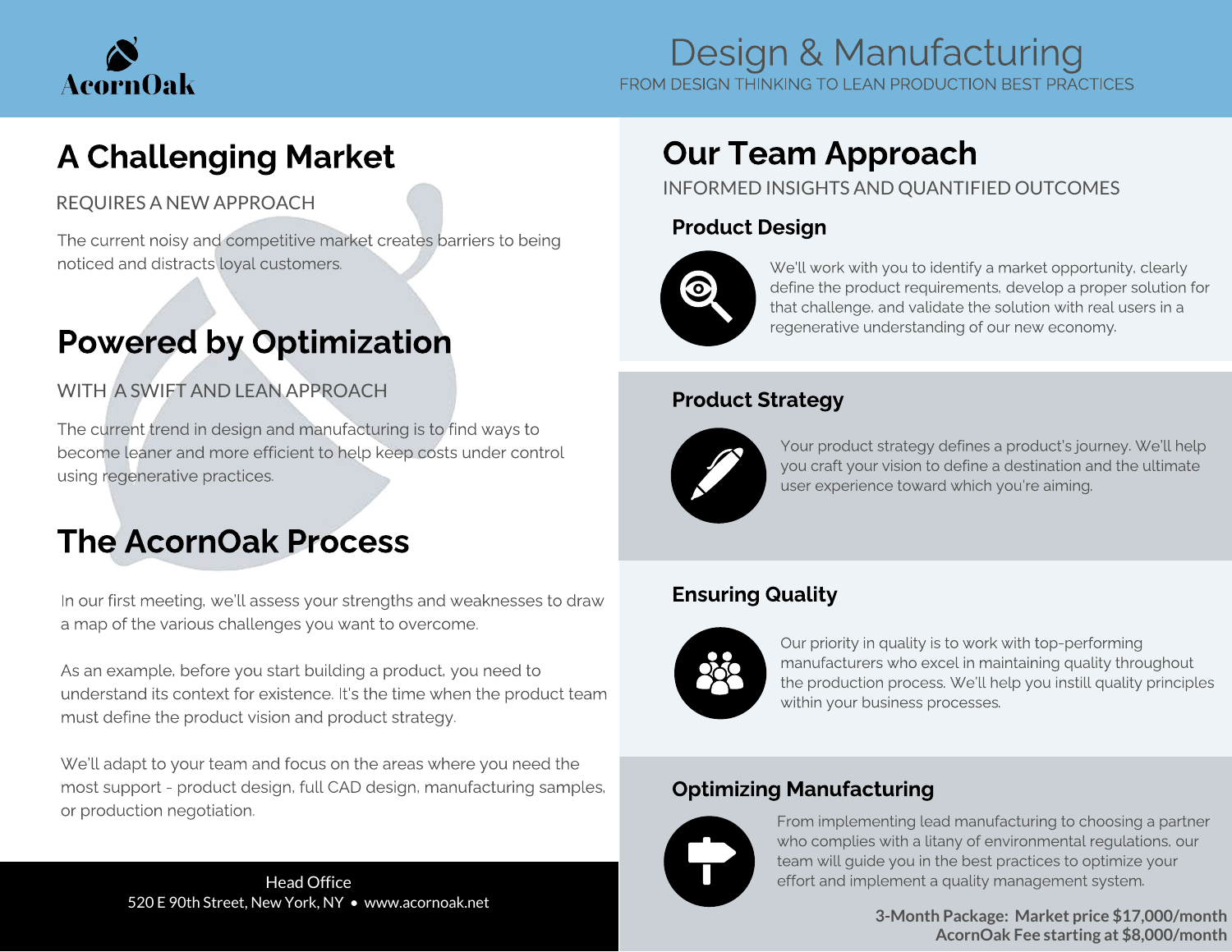AcornOak

# Design & Manufacturing

FROM DESIGN THINKING TO LEAN PRODUCTION BEST PRACTICES

## A Challenging Market

REQUIRES A NEW APPROACH

The current noisy and competitive market creates barriers to being noticed and distracts loyal customers.

## Powered by Optimization

WITH A SWIFT AND LEAN APPROACH

The current trend in design and manufacturing is to find ways to become leaner and more efficient to help keep costs under control using regenerative practices.

## The AcornOak Process

In our first meeting, we'll assess your strengths and weaknesses to draw a map of the various challenges you want to overcome.

As an example, before you start building a product, you need to understand its context for existence. It's the time when the product team must define the product vision and product strategy.

We'll adapt to your team and focus on the areas where you need the most support - product design, full CAD design, manufacturing samples, or production negotiation.

Head Office
520 E 90th Street, New York, NY • www.acornoak.net

## Our Team Approach

INFORMED INSIGHTS AND QUANTIFIED OUTCOMES

### Product Design

We'll work with you to identify a market opportunity, clearly define the product requirements, develop a proper solution for that challenge, and validate the solution with real users in a regenerative understanding of our new economy.

### Product Strategy

Your product strategy defines a product's journey. We'll help you craft your vision to define a destination and the ultimate user experience toward which you're aiming.

### Ensuring Quality

Our priority in quality is to work with top-performing manufacturers who excel in maintaining quality throughout the production process. We'll help you instill quality principles within your business processes.

### Optimizing Manufacturing

From implementing lead manufacturing to choosing a partner who complies with a litany of environmental regulations, our team will guide you in the best practices to optimize your effort and implement a quality management system.

**3-Month Package: Market price $17,000/month**
**AcornOak Fee starting at $8,000/month**